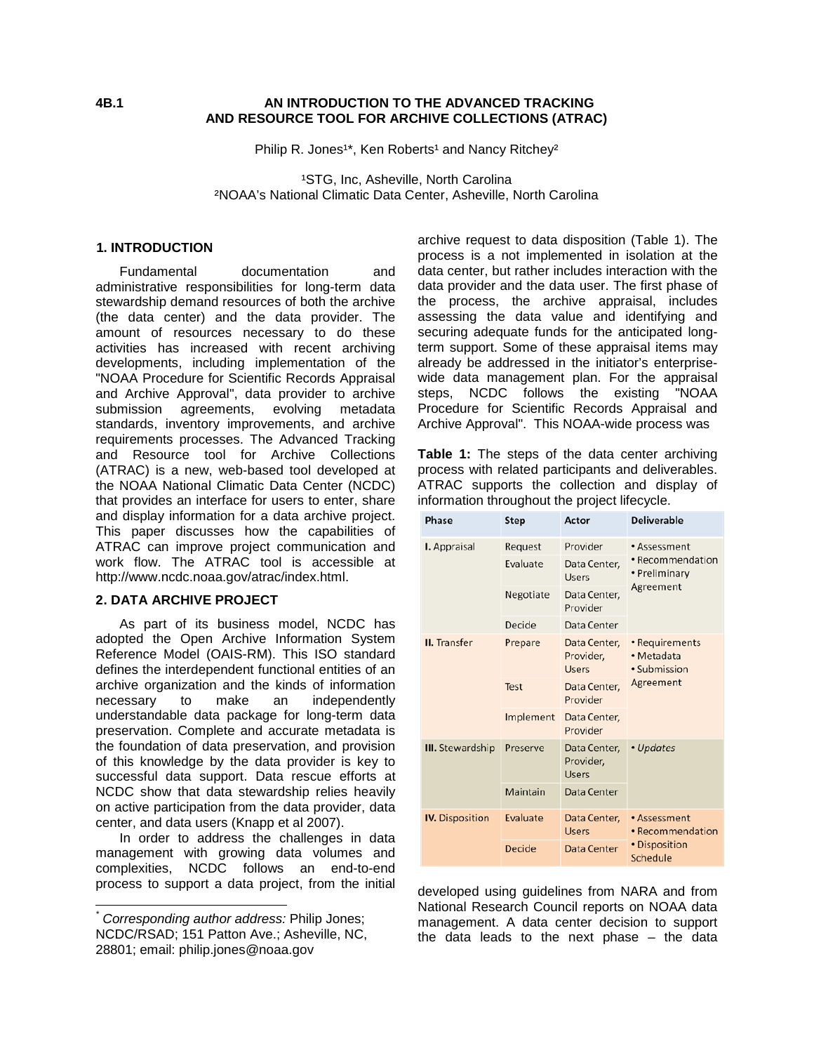**4B.1**

# AN INTRODUCTION TO THE ADVANCED TRACKING AND RESOURCE TOOL FOR ARCHIVE COLLECTIONS (ATRAC)

Philip R. Jones[1]*, Ken Roberts[1] and Nancy Ritchey[2]

[1]STG, Inc, Asheville, North Carolina
[2]NOAA's National Climatic Data Center, Asheville, North Carolina

## 1. INTRODUCTION

Fundamental documentation and administrative responsibilities for long-term data stewardship demand resources of both the archive (the data center) and the data provider. The amount of resources necessary to do these activities has increased with recent archiving developments, including implementation of the "NOAA Procedure for Scientific Records Appraisal and Archive Approval", data provider to archive submission agreements, evolving metadata standards, inventory improvements, and archive requirements processes. The Advanced Tracking and Resource tool for Archive Collections (ATRAC) is a new, web-based tool developed at the NOAA National Climatic Data Center (NCDC) that provides an interface for users to enter, share and display information for a data archive project. This paper discusses how the capabilities of ATRAC can improve project communication and work flow. The ATRAC tool is accessible at http://www.ncdc.noaa.gov/atrac/index.html.

## 2. DATA ARCHIVE PROJECT

As part of its business model, NCDC has adopted the Open Archive Information System Reference Model (OAIS-RM). This ISO standard defines the interdependent functional entities of an archive organization and the kinds of information necessary to make an independently understandable data package for long-term data preservation. Complete and accurate metadata is the foundation of data preservation, and provision of this knowledge by the data provider is key to successful data support. Data rescue efforts at NCDC show that data stewardship relies heavily on active participation from the data provider, data center, and data users (Knapp et al 2007).

In order to address the challenges in data management with growing data volumes and complexities, NCDC follows an end-to-end process to support a data project, from the initial archive request to data disposition (Table 1). The process is a not implemented in isolation at the data center, but rather includes interaction with the data provider and the data user. The first phase of the process, the archive appraisal, includes assessing the data value and identifying and securing adequate funds for the anticipated long-term support. Some of these appraisal items may already be addressed in the initiator's enterprise-wide data management plan. For the appraisal steps, NCDC follows the existing "NOAA Procedure for Scientific Records Appraisal and Archive Approval". This NOAA-wide process was

**Table 1:** The steps of the data center archiving process with related participants and deliverables. ATRAC supports the collection and display of information throughout the project lifecycle.

| Phase | Step | Actor | Deliverable |
|---|---|---|---|
| **I.** Appraisal | Request | Provider | • Assessment<br>• Recommendation<br>• Preliminary Agreement |
| | Evaluate | Data Center, Users | |
| | Negotiate | Data Center, Provider | |
| | Decide | Data Center | |
| **II.** Transfer | Prepare | Data Center, Provider, Users | • Requirements<br>• Metadata<br>• Submission Agreement |
| | Test | Data Center, Provider | |
| | Implement | Data Center, Provider | |
| **III.** Stewardship | Preserve | Data Center, Provider, Users | • *Updates* |
| | Maintain | Data Center | |
| **IV.** Disposition | Evaluate | Data Center, Users | • Assessment<br>• Recommendation<br>• Disposition Schedule |
| | Decide | Data Center | |

developed using guidelines from NARA and from National Research Council reports on NOAA data management. A data center decision to support the data leads to the next phase – the data

---

* *Corresponding author address:* Philip Jones; NCDC/RSAD; 151 Patton Ave.; Asheville, NC, 28801; email: philip.jones@noaa.gov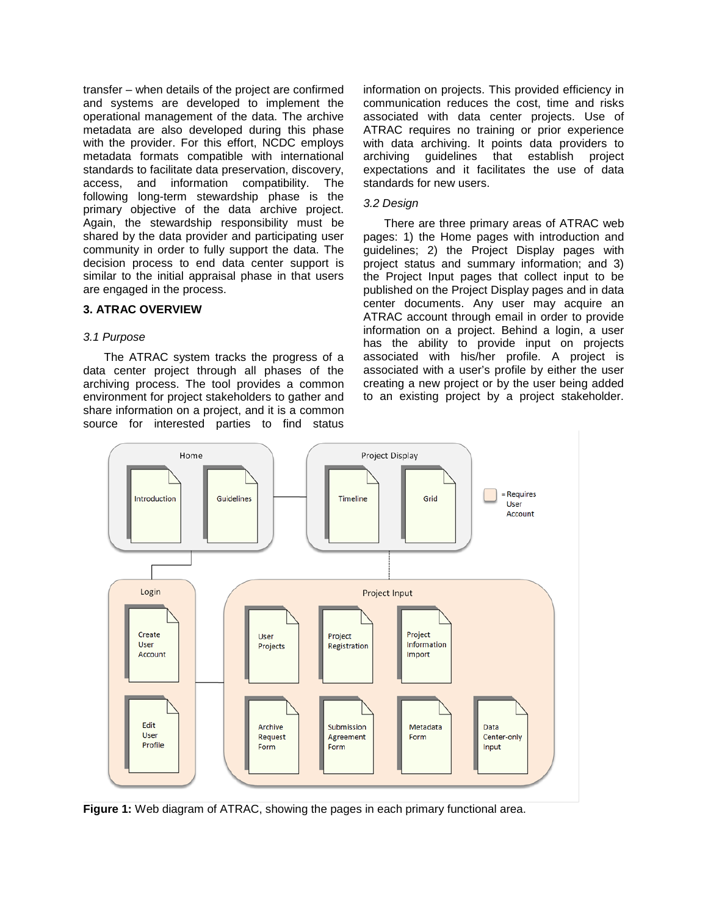transfer – when details of the project are confirmed and systems are developed to implement the operational management of the data. The archive metadata are also developed during this phase with the provider. For this effort, NCDC employs metadata formats compatible with international standards to facilitate data preservation, discovery, access, and information compatibility. The following long-term stewardship phase is the primary objective of the data archive project. Again, the stewardship responsibility must be shared by the data provider and participating user community in order to fully support the data. The decision process to end data center support is similar to the initial appraisal phase in that users are engaged in the process.

## 3. ATRAC OVERVIEW

### *3.1 Purpose*

The ATRAC system tracks the progress of a data center project through all phases of the archiving process. The tool provides a common environment for project stakeholders to gather and share information on a project, and it is a common source for interested parties to find status information on projects. This provided efficiency in communication reduces the cost, time and risks associated with data center projects. Use of ATRAC requires no training or prior experience with data archiving. It points data providers to archiving guidelines that establish project expectations and it facilitates the use of data standards for new users.

### *3.2 Design*

There are three primary areas of ATRAC web pages: 1) the Home pages with introduction and guidelines; 2) the Project Display pages with project status and summary information; and 3) the Project Input pages that collect input to be published on the Project Display pages and in data center documents. Any user may acquire an ATRAC account through email in order to provide information on a project. Behind a login, a user has the ability to provide input on projects associated with his/her profile. A project is associated with a user's profile by either the user creating a new project or by the user being added to an existing project by a project stakeholder.

**Figure 1:** Web diagram of ATRAC, showing the pages in each primary functional area.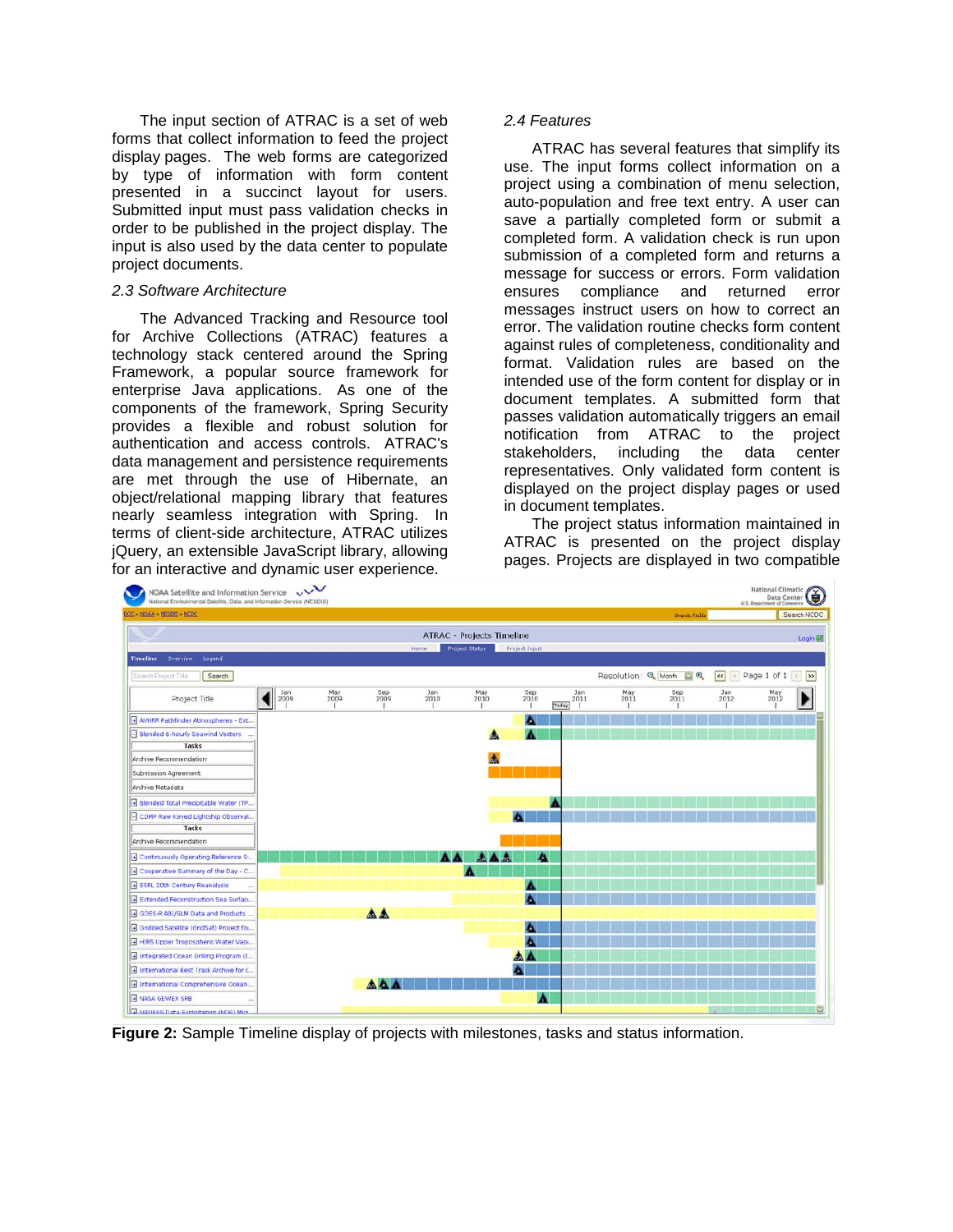The input section of ATRAC is a set of web forms that collect information to feed the project display pages. The web forms are categorized by type of information with form content presented in a succinct layout for users. Submitted input must pass validation checks in order to be published in the project display. The input is also used by the data center to populate project documents.

### *2.3 Software Architecture*

The Advanced Tracking and Resource tool for Archive Collections (ATRAC) features a technology stack centered around the Spring Framework, a popular source framework for enterprise Java applications. As one of the components of the framework, Spring Security provides a flexible and robust solution for authentication and access controls. ATRAC's data management and persistence requirements are met through the use of Hibernate, an object/relational mapping library that features nearly seamless integration with Spring. In terms of client-side architecture, ATRAC utilizes jQuery, an extensible JavaScript library, allowing for an interactive and dynamic user experience.

### *2.4 Features*

ATRAC has several features that simplify its use. The input forms collect information on a project using a combination of menu selection, auto-population and free text entry. A user can save a partially completed form or submit a completed form. A validation check is run upon submission of a completed form and returns a message for success or errors. Form validation ensures compliance and returned error messages instruct users on how to correct an error. The validation routine checks form content against rules of completeness, conditionality and format. Validation rules are based on the intended use of the form content for display or in document templates. A submitted form that passes validation automatically triggers an email notification from ATRAC to the project stakeholders, including the data center representatives. Only validated form content is displayed on the project display pages or used in document templates.

The project status information maintained in ATRAC is presented on the project display pages. Projects are displayed in two compatible

**Figure 2:** Sample Timeline display of projects with milestones, tasks and status information.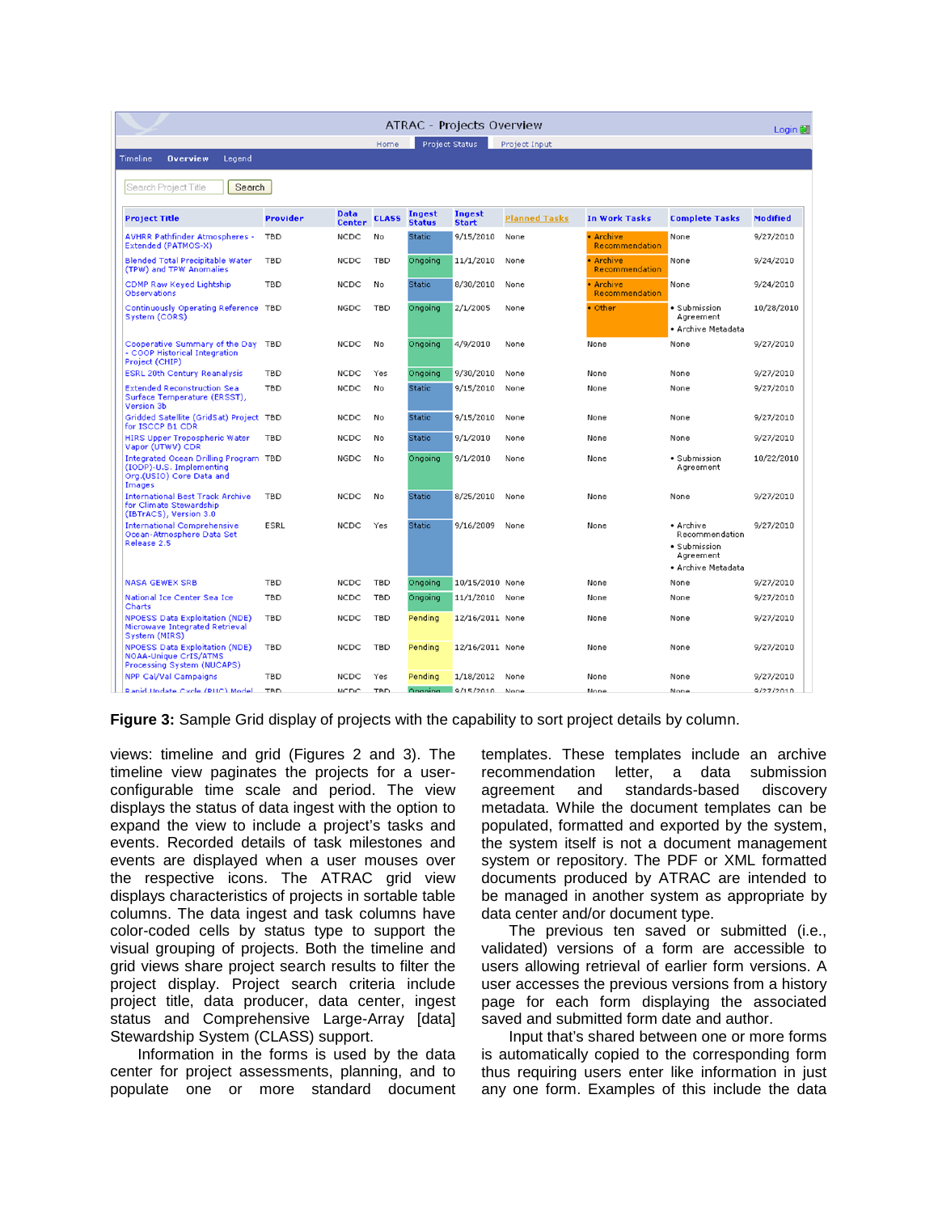ATRAC - Projects Overview

| Project Title | Provider | Data Center | CLASS | Ingest Status | Ingest Start | Planned Tasks | In Work Tasks | Complete Tasks | Modified |
|---|---|---|---|---|---|---|---|---|---|
| AVHRR Pathfinder Atmospheres - Extended (PATMOS-X) | TBD | NCDC | No | Static | 9/15/2010 | None | • Archive Recommendation | None | 9/27/2010 |
| Blended Total Precipitable Water (TPW) and TPW Anomalies | TBD | NCDC | TBD | Ongoing | 11/1/2010 | None | • Archive Recommendation | None | 9/24/2010 |
| CDMP Raw Keyed Lightship Observations | TBD | NCDC | No | Static | 8/30/2010 | None | • Archive Recommendation | None | 9/24/2010 |
| Continuously Operating Reference System (CORS) | TBD | NGDC | TBD | Ongoing | 2/1/2005 | None | • Other | • Submission Agreement • Archive Metadata | 10/28/2010 |
| Cooperative Summary of the Day - COOP Historical Integration Project (CHIP) | TBD | NCDC | No | Ongoing | 4/9/2010 | None | None | None | 9/27/2010 |
| ESRL 20th Century Reanalysis | TBD | NCDC | Yes | Ongoing | 9/30/2010 | None | None | None | 9/27/2010 |
| Extended Reconstruction Sea Surface Temperature (ERSST), Version 3b | TBD | NCDC | No | Static | 9/15/2010 | None | None | None | 9/27/2010 |
| Gridded Satellite (GridSat) Project for ISCCP B1 CDR | TBD | NCDC | No | Static | 9/15/2010 | None | None | None | 9/27/2010 |
| HIRS Upper Tropospheric Water Vapor (UTWV) CDR | TBD | NCDC | No | Static | 9/1/2010 | None | None | None | 9/27/2010 |
| Integrated Ocean Drilling Program (IODP)-U.S. Implementing Org.(USIO) Core Data and Images | TBD | NGDC | No | Ongoing | 9/1/2010 | None | None | • Submission Agreement | 10/22/2010 |
| International Best Track Archive for Climate Stewardship (IBTrACS), Version 3.0 | TBD | NCDC | No | Static | 8/25/2010 | None | None | None | 9/27/2010 |
| International Comprehensive Ocean-Atmosphere Data Set Release 2.5 | ESRL | NCDC | Yes | Static | 9/16/2009 | None | None | • Archive Recommendation • Submission Agreement • Archive Metadata | 9/27/2010 |
| NASA GEWEX SRB | TBD | NCDC | TBD | Ongoing | 10/15/2010 | None | None | None | 9/27/2010 |
| National Ice Center Sea Ice Charts | TBD | NCDC | TBD | Ongoing | 11/1/2010 | None | None | None | 9/27/2010 |
| NPOESS Data Exploitation (NDE) Microwave Integrated Retrieval System (MIRS) | TBD | NCDC | TBD | Pending | 12/16/2011 | None | None | None | 9/27/2010 |
| NPOESS Data Exploitation (NDE) NOAA-Unique CrIS/ATMS Processing System (NUCAPS) | TBD | NCDC | TBD | Pending | 12/16/2011 | None | None | None | 9/27/2010 |
| NPP Cal/Val Campaigns | TBD | NCDC | Yes | Pending | 1/18/2012 | None | None | None | 9/27/2010 |

**Figure 3:** Sample Grid display of projects with the capability to sort project details by column.

views: timeline and grid (Figures 2 and 3). The timeline view paginates the projects for a user-configurable time scale and period. The view displays the status of data ingest with the option to expand the view to include a project's tasks and events. Recorded details of task milestones and events are displayed when a user mouses over the respective icons. The ATRAC grid view displays characteristics of projects in sortable table columns. The data ingest and task columns have color-coded cells by status type to support the visual grouping of projects. Both the timeline and grid views share project search results to filter the project display. Project search criteria include project title, data producer, data center, ingest status and Comprehensive Large-Array [data] Stewardship System (CLASS) support.

Information in the forms is used by the data center for project assessments, planning, and to populate one or more standard document templates. These templates include an archive recommendation letter, a data submission agreement and standards-based discovery metadata. While the document templates can be populated, formatted and exported by the system, the system itself is not a document management system or repository. The PDF or XML formatted documents produced by ATRAC are intended to be managed in another system as appropriate by data center and/or document type.

The previous ten saved or submitted (i.e., validated) versions of a form are accessible to users allowing retrieval of earlier form versions. A user accesses the previous versions from a history page for each form displaying the associated saved and submitted form date and author.

Input that's shared between one or more forms is automatically copied to the corresponding form thus requiring users enter like information in just any one form. Examples of this include the data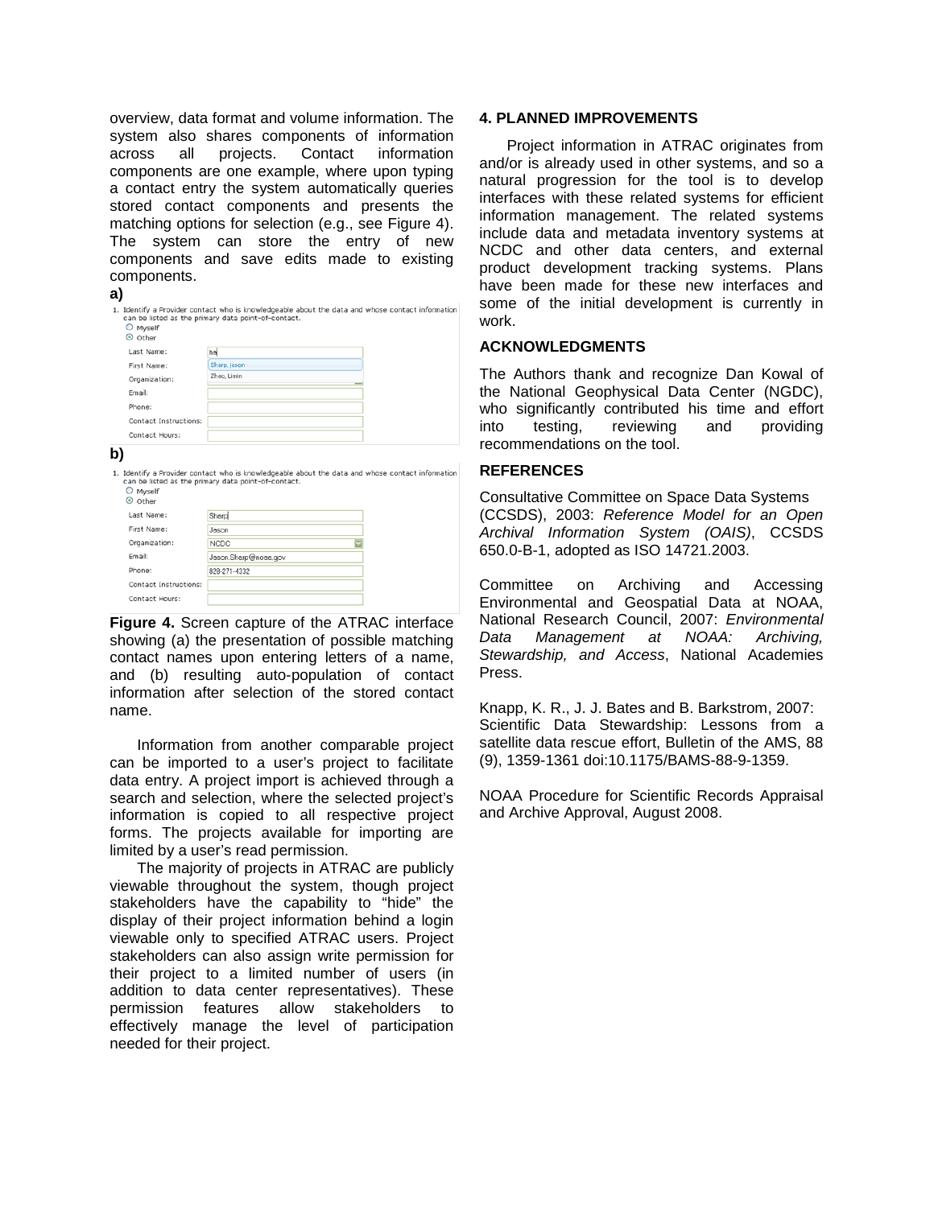overview, data format and volume information. The system also shares components of information across all projects. Contact information components are one example, where upon typing a contact entry the system automatically queries stored contact components and presents the matching options for selection (e.g., see Figure 4). The system can store the entry of new components and save edits made to existing components.

**a)**

1. Identify a Provider contact who is knowledgeable about the data and whose contact information can be listed as the primary data point-of-contact.

○ Myself
⦿ Other

| | |
|---|---|
| Last Name: | ha |
| First Name: | Sharp, Jason |
| Organization: | Zhao, Limin |
| Email: | |
| Phone: | |
| Contact Instructions: | |
| Contact Hours: | |

**b)**

1. Identify a Provider contact who is knowledgeable about the data and whose contact information can be listed as the primary data point-of-contact.

○ Myself
⦿ Other

| | |
|---|---|
| Last Name: | Sharp |
| First Name: | Jason |
| Organization: | NCDC |
| Email: | Jason.Sharp@noaa.gov |
| Phone: | 828-271-4332 |
| Contact Instructions: | |
| Contact Hours: | |

**Figure 4.** Screen capture of the ATRAC interface showing (a) the presentation of possible matching contact names upon entering letters of a name, and (b) resulting auto-population of contact information after selection of the stored contact name.

Information from another comparable project can be imported to a user's project to facilitate data entry. A project import is achieved through a search and selection, where the selected project's information is copied to all respective project forms. The projects available for importing are limited by a user's read permission.

The majority of projects in ATRAC are publicly viewable throughout the system, though project stakeholders have the capability to "hide" the display of their project information behind a login viewable only to specified ATRAC users. Project stakeholders can also assign write permission for their project to a limited number of users (in addition to data center representatives). These permission features allow stakeholders to effectively manage the level of participation needed for their project.

## 4. PLANNED IMPROVEMENTS

Project information in ATRAC originates from and/or is already used in other systems, and so a natural progression for the tool is to develop interfaces with these related systems for efficient information management. The related systems include data and metadata inventory systems at NCDC and other data centers, and external product development tracking systems. Plans have been made for these new interfaces and some of the initial development is currently in work.

## ACKNOWLEDGMENTS

The Authors thank and recognize Dan Kowal of the National Geophysical Data Center (NGDC), who significantly contributed his time and effort into testing, reviewing and providing recommendations on the tool.

## REFERENCES

Consultative Committee on Space Data Systems (CCSDS), 2003: *Reference Model for an Open Archival Information System (OAIS)*, CCSDS 650.0-B-1, adopted as ISO 14721.2003.

Committee on Archiving and Accessing Environmental and Geospatial Data at NOAA, National Research Council, 2007: *Environmental Data Management at NOAA: Archiving, Stewardship, and Access*, National Academies Press.

Knapp, K. R., J. J. Bates and B. Barkstrom, 2007: Scientific Data Stewardship: Lessons from a satellite data rescue effort, Bulletin of the AMS, 88 (9), 1359-1361 doi:10.1175/BAMS-88-9-1359.

NOAA Procedure for Scientific Records Appraisal and Archive Approval, August 2008.